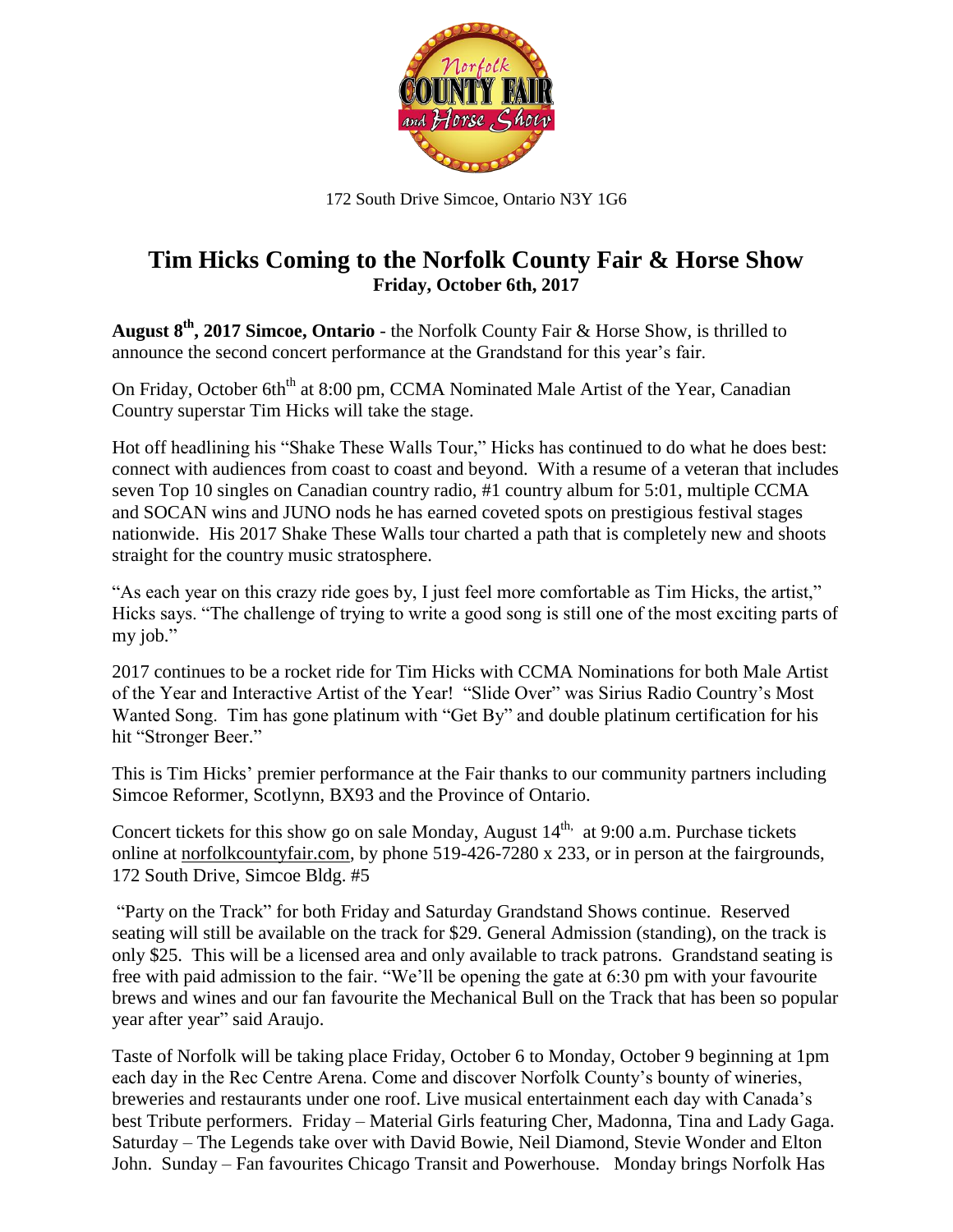172 South Drive Simcoe, Ontario N3Y 1G6

# Tim Hicks Coming to the Norfolk County Fair & Horse Show

**Friday, October 6th, 2017**

**August 8th, 2017 Simcoe, Ontario** - the Norfolk County Fair & Horse Show, is thrilled to announce the second concert performance at the Grandstand for this year's fair.

On Friday, October 6thth at 8:00 pm, CCMA Nominated Male Artist of the Year, Canadian Country superstar Tim Hicks will take the stage.

Hot off headlining his "Shake These Walls Tour," Hicks has continued to do what he does best: connect with audiences from coast to coast and beyond. With a resume of a veteran that includes seven Top 10 singles on Canadian country radio, #1 country album for 5:01, multiple CCMA and SOCAN wins and JUNO nods he has earned coveted spots on prestigious festival stages nationwide. His 2017 Shake These Walls tour charted a path that is completely new and shoots straight for the country music stratosphere.

"As each year on this crazy ride goes by, I just feel more comfortable as Tim Hicks, the artist," Hicks says. "The challenge of trying to write a good song is still one of the most exciting parts of my job."

2017 continues to be a rocket ride for Tim Hicks with CCMA Nominations for both Male Artist of the Year and Interactive Artist of the Year! "Slide Over" was Sirius Radio Country's Most Wanted Song. Tim has gone platinum with "Get By" and double platinum certification for his hit "Stronger Beer."

This is Tim Hicks' premier performance at the Fair thanks to our community partners including Simcoe Reformer, Scotlynn, BX93 and the Province of Ontario.

Concert tickets for this show go on sale Monday, August 14th, at 9:00 a.m. Purchase tickets online at norfolkcountyfair.com, by phone 519-426-7280 x 233, or in person at the fairgrounds, 172 South Drive, Simcoe Bldg. #5

"Party on the Track" for both Friday and Saturday Grandstand Shows continue. Reserved seating will still be available on the track for $29. General Admission (standing), on the track is only $25. This will be a licensed area and only available to track patrons. Grandstand seating is free with paid admission to the fair. "We'll be opening the gate at 6:30 pm with your favourite brews and wines and our fan favourite the Mechanical Bull on the Track that has been so popular year after year" said Araujo.

Taste of Norfolk will be taking place Friday, October 6 to Monday, October 9 beginning at 1pm each day in the Rec Centre Arena. Come and discover Norfolk County's bounty of wineries, breweries and restaurants under one roof. Live musical entertainment each day with Canada's best Tribute performers. Friday – Material Girls featuring Cher, Madonna, Tina and Lady Gaga. Saturday – The Legends take over with David Bowie, Neil Diamond, Stevie Wonder and Elton John. Sunday – Fan favourites Chicago Transit and Powerhouse. Monday brings Norfolk Has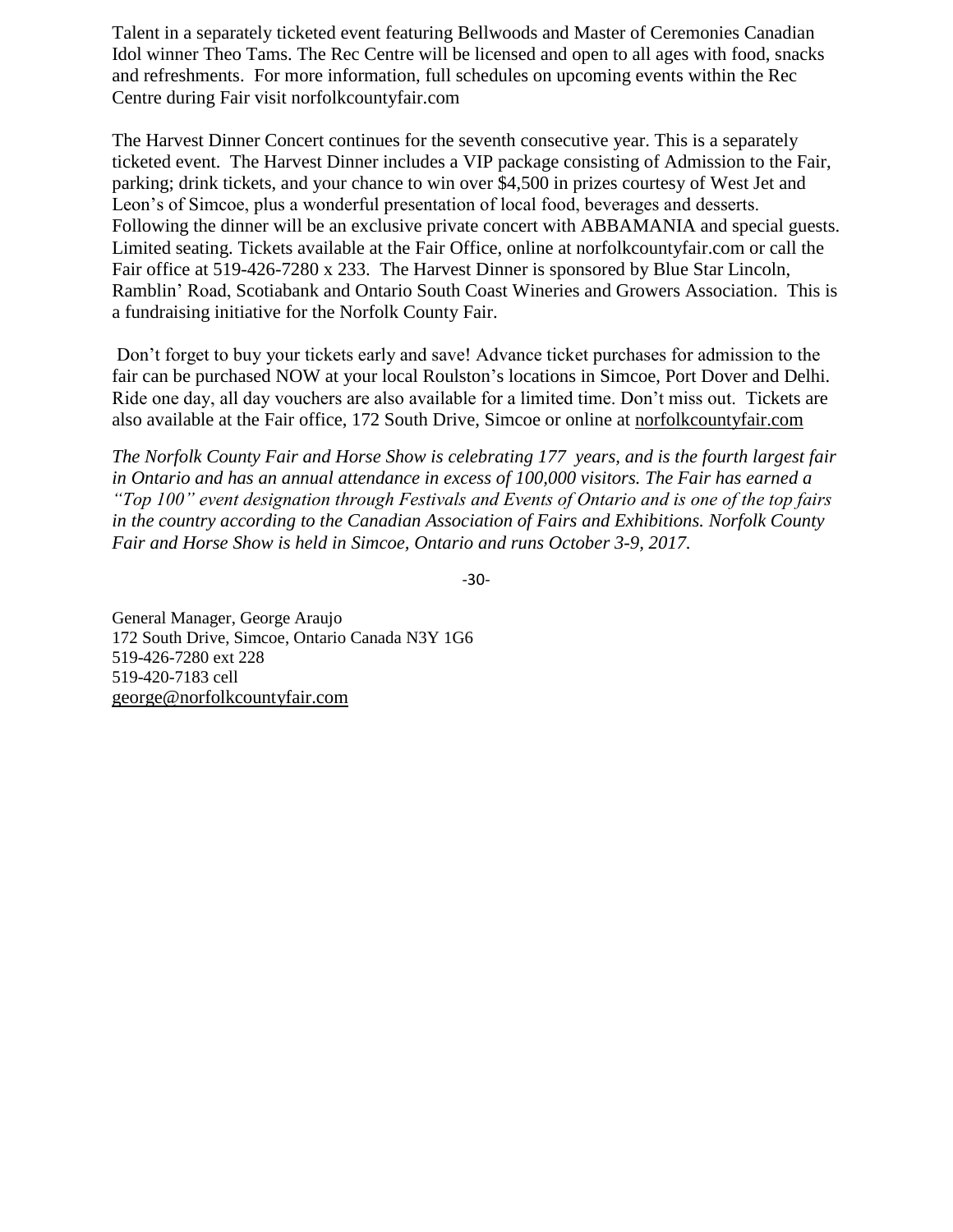Talent in a separately ticketed event featuring Bellwoods and Master of Ceremonies Canadian Idol winner Theo Tams. The Rec Centre will be licensed and open to all ages with food, snacks and refreshments. For more information, full schedules on upcoming events within the Rec Centre during Fair visit norfolkcountyfair.com

The Harvest Dinner Concert continues for the seventh consecutive year. This is a separately ticketed event. The Harvest Dinner includes a VIP package consisting of Admission to the Fair, parking; drink tickets, and your chance to win over $4,500 in prizes courtesy of West Jet and Leon's of Simcoe, plus a wonderful presentation of local food, beverages and desserts. Following the dinner will be an exclusive private concert with ABBAMANIA and special guests. Limited seating. Tickets available at the Fair Office, online at norfolkcountyfair.com or call the Fair office at 519-426-7280 x 233. The Harvest Dinner is sponsored by Blue Star Lincoln, Ramblin' Road, Scotiabank and Ontario South Coast Wineries and Growers Association. This is a fundraising initiative for the Norfolk County Fair.

Don't forget to buy your tickets early and save! Advance ticket purchases for admission to the fair can be purchased NOW at your local Roulston's locations in Simcoe, Port Dover and Delhi. Ride one day, all day vouchers are also available for a limited time. Don't miss out. Tickets are also available at the Fair office, 172 South Drive, Simcoe or online at norfolkcountyfair.com

*The Norfolk County Fair and Horse Show is celebrating 177 years, and is the fourth largest fair in Ontario and has an annual attendance in excess of 100,000 visitors. The Fair has earned a "Top 100" event designation through Festivals and Events of Ontario and is one of the top fairs in the country according to the Canadian Association of Fairs and Exhibitions. Norfolk County Fair and Horse Show is held in Simcoe, Ontario and runs October 3-9, 2017.*

-30-

General Manager, George Araujo
172 South Drive, Simcoe, Ontario Canada N3Y 1G6
519-426-7280 ext 228
519-420-7183 cell
george@norfolkcountyfair.com